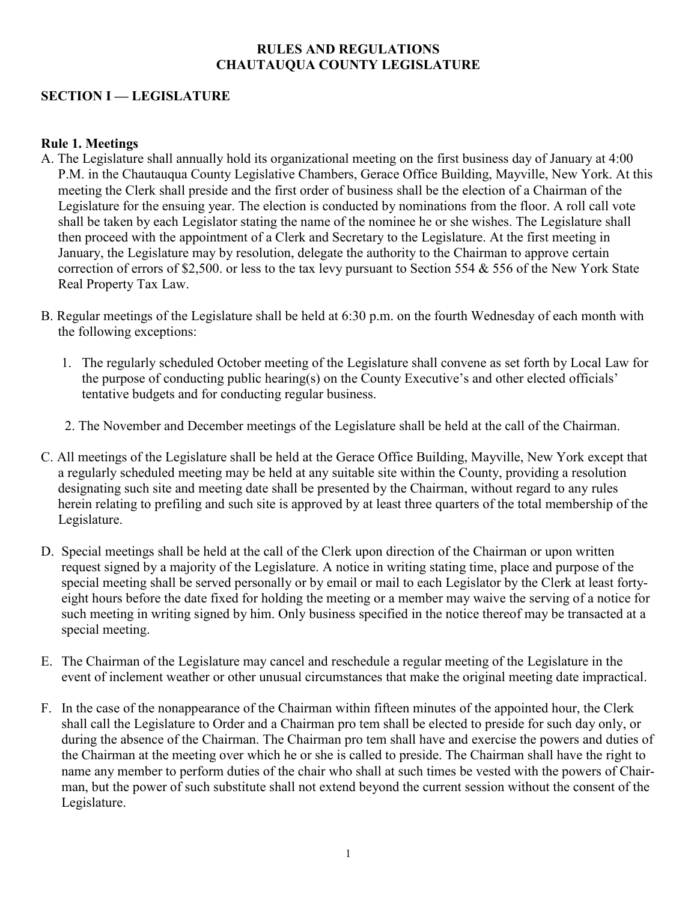# RULES AND REGULATIONS
# CHAUTAUQUA COUNTY LEGISLATURE

## SECTION I — LEGISLATURE

### Rule 1. Meetings

A. The Legislature shall annually hold its organizational meeting on the first business day of January at 4:00 P.M. in the Chautauqua County Legislative Chambers, Gerace Office Building, Mayville, New York. At this meeting the Clerk shall preside and the first order of business shall be the election of a Chairman of the Legislature for the ensuing year. The election is conducted by nominations from the floor. A roll call vote shall be taken by each Legislator stating the name of the nominee he or she wishes. The Legislature shall then proceed with the appointment of a Clerk and Secretary to the Legislature. At the first meeting in January, the Legislature may by resolution, delegate the authority to the Chairman to approve certain correction of errors of $2,500. or less to the tax levy pursuant to Section 554 & 556 of the New York State Real Property Tax Law.

B. Regular meetings of the Legislature shall be held at 6:30 p.m. on the fourth Wednesday of each month with the following exceptions:

1. The regularly scheduled October meeting of the Legislature shall convene as set forth by Local Law for the purpose of conducting public hearing(s) on the County Executive's and other elected officials' tentative budgets and for conducting regular business.

2. The November and December meetings of the Legislature shall be held at the call of the Chairman.

C. All meetings of the Legislature shall be held at the Gerace Office Building, Mayville, New York except that a regularly scheduled meeting may be held at any suitable site within the County, providing a resolution designating such site and meeting date shall be presented by the Chairman, without regard to any rules herein relating to prefiling and such site is approved by at least three quarters of the total membership of the Legislature.

D. Special meetings shall be held at the call of the Clerk upon direction of the Chairman or upon written request signed by a majority of the Legislature. A notice in writing stating time, place and purpose of the special meeting shall be served personally or by email or mail to each Legislator by the Clerk at least forty-eight hours before the date fixed for holding the meeting or a member may waive the serving of a notice for such meeting in writing signed by him. Only business specified in the notice thereof may be transacted at a special meeting.

E. The Chairman of the Legislature may cancel and reschedule a regular meeting of the Legislature in the event of inclement weather or other unusual circumstances that make the original meeting date impractical.

F. In the case of the nonappearance of the Chairman within fifteen minutes of the appointed hour, the Clerk shall call the Legislature to Order and a Chairman pro tem shall be elected to preside for such day only, or during the absence of the Chairman. The Chairman pro tem shall have and exercise the powers and duties of the Chairman at the meeting over which he or she is called to preside. The Chairman shall have the right to name any member to perform duties of the chair who shall at such times be vested with the powers of Chairman, but the power of such substitute shall not extend beyond the current session without the consent of the Legislature.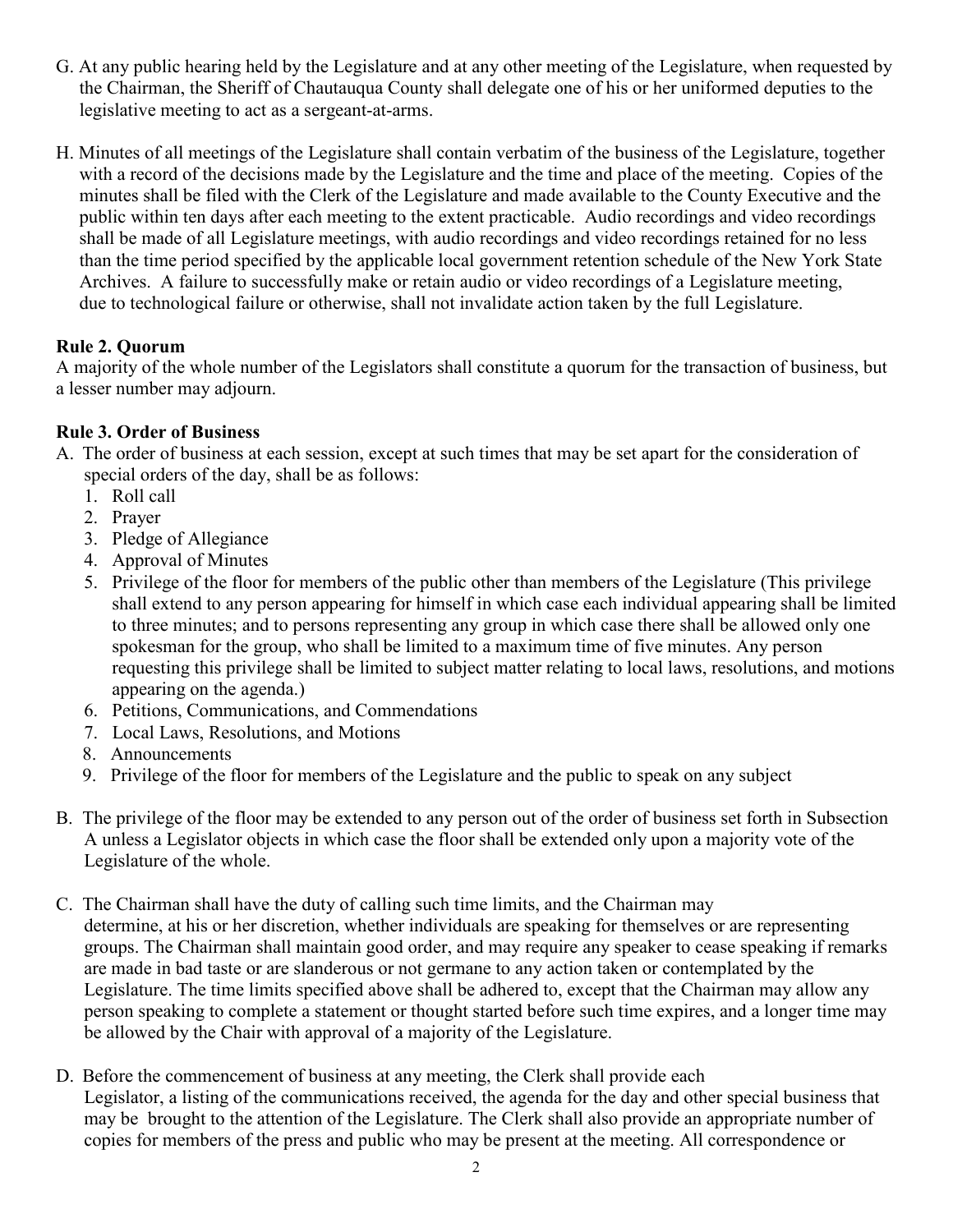G. At any public hearing held by the Legislature and at any other meeting of the Legislature, when requested by the Chairman, the Sheriff of Chautauqua County shall delegate one of his or her uniformed deputies to the legislative meeting to act as a sergeant-at-arms.

H. Minutes of all meetings of the Legislature shall contain verbatim of the business of the Legislature, together with a record of the decisions made by the Legislature and the time and place of the meeting. Copies of the minutes shall be filed with the Clerk of the Legislature and made available to the County Executive and the public within ten days after each meeting to the extent practicable. Audio recordings and video recordings shall be made of all Legislature meetings, with audio recordings and video recordings retained for no less than the time period specified by the applicable local government retention schedule of the New York State Archives. A failure to successfully make or retain audio or video recordings of a Legislature meeting, due to technological failure or otherwise, shall not invalidate action taken by the full Legislature.

**Rule 2. Quorum**

A majority of the whole number of the Legislators shall constitute a quorum for the transaction of business, but a lesser number may adjourn.

**Rule 3. Order of Business**

A. The order of business at each session, except at such times that may be set apart for the consideration of special orders of the day, shall be as follows:
   1. Roll call
   2. Prayer
   3. Pledge of Allegiance
   4. Approval of Minutes
   5. Privilege of the floor for members of the public other than members of the Legislature (This privilege shall extend to any person appearing for himself in which case each individual appearing shall be limited to three minutes; and to persons representing any group in which case there shall be allowed only one spokesman for the group, who shall be limited to a maximum time of five minutes. Any person requesting this privilege shall be limited to subject matter relating to local laws, resolutions, and motions appearing on the agenda.)
   6. Petitions, Communications, and Commendations
   7. Local Laws, Resolutions, and Motions
   8. Announcements
   9. Privilege of the floor for members of the Legislature and the public to speak on any subject

B. The privilege of the floor may be extended to any person out of the order of business set forth in Subsection A unless a Legislator objects in which case the floor shall be extended only upon a majority vote of the Legislature of the whole.

C. The Chairman shall have the duty of calling such time limits, and the Chairman may determine, at his or her discretion, whether individuals are speaking for themselves or are representing groups. The Chairman shall maintain good order, and may require any speaker to cease speaking if remarks are made in bad taste or are slanderous or not germane to any action taken or contemplated by the Legislature. The time limits specified above shall be adhered to, except that the Chairman may allow any person speaking to complete a statement or thought started before such time expires, and a longer time may be allowed by the Chair with approval of a majority of the Legislature.

D. Before the commencement of business at any meeting, the Clerk shall provide each Legislator, a listing of the communications received, the agenda for the day and other special business that may be brought to the attention of the Legislature. The Clerk shall also provide an appropriate number of copies for members of the press and public who may be present at the meeting. All correspondence or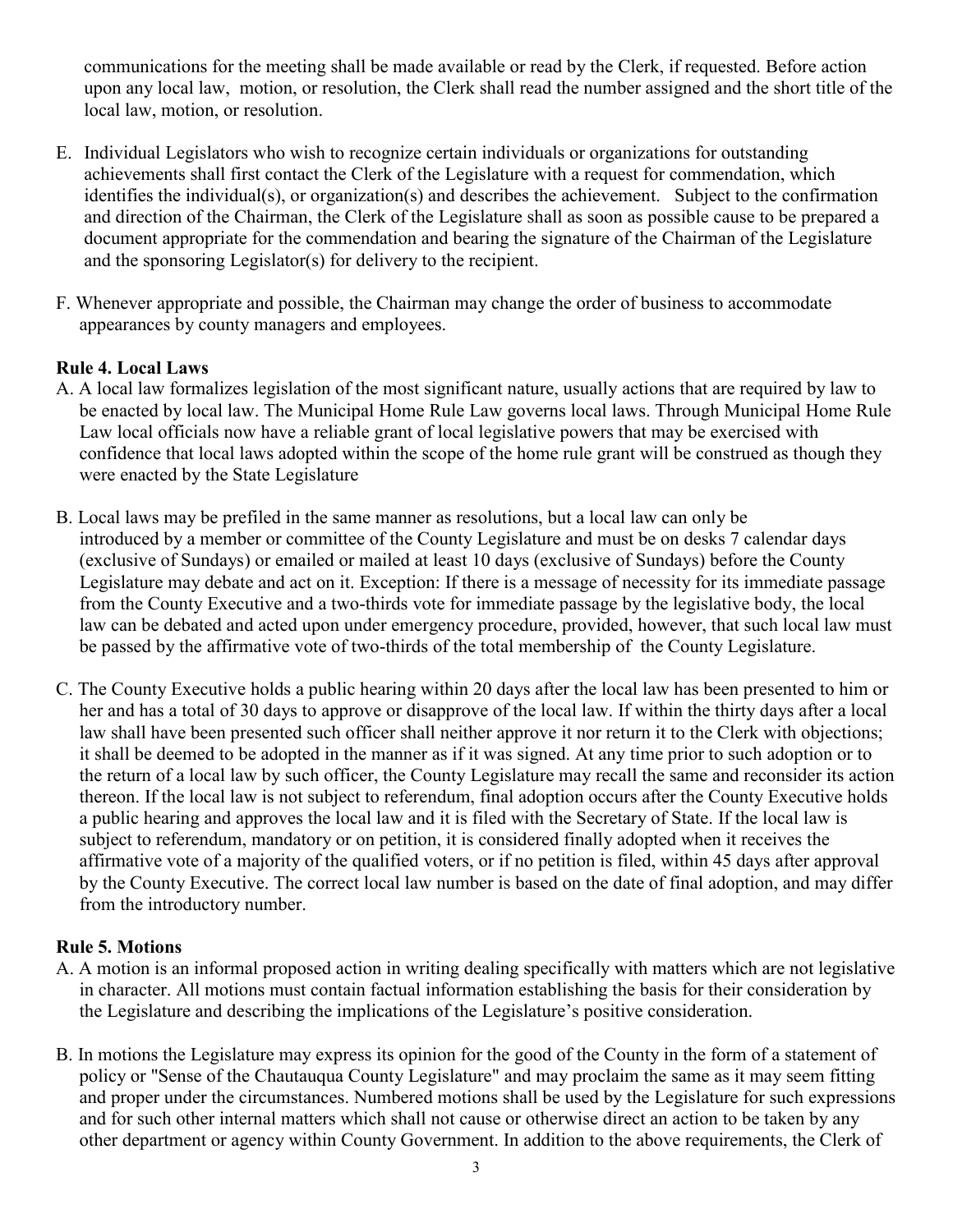communications for the meeting shall be made available or read by the Clerk, if requested. Before action upon any local law, motion, or resolution, the Clerk shall read the number assigned and the short title of the local law, motion, or resolution.

E. Individual Legislators who wish to recognize certain individuals or organizations for outstanding achievements shall first contact the Clerk of the Legislature with a request for commendation, which identifies the individual(s), or organization(s) and describes the achievement. Subject to the confirmation and direction of the Chairman, the Clerk of the Legislature shall as soon as possible cause to be prepared a document appropriate for the commendation and bearing the signature of the Chairman of the Legislature and the sponsoring Legislator(s) for delivery to the recipient.

F. Whenever appropriate and possible, the Chairman may change the order of business to accommodate appearances by county managers and employees.

**Rule 4. Local Laws**

A. A local law formalizes legislation of the most significant nature, usually actions that are required by law to be enacted by local law. The Municipal Home Rule Law governs local laws. Through Municipal Home Rule Law local officials now have a reliable grant of local legislative powers that may be exercised with confidence that local laws adopted within the scope of the home rule grant will be construed as though they were enacted by the State Legislature

B. Local laws may be prefiled in the same manner as resolutions, but a local law can only be introduced by a member or committee of the County Legislature and must be on desks 7 calendar days (exclusive of Sundays) or emailed or mailed at least 10 days (exclusive of Sundays) before the County Legislature may debate and act on it. Exception: If there is a message of necessity for its immediate passage from the County Executive and a two-thirds vote for immediate passage by the legislative body, the local law can be debated and acted upon under emergency procedure, provided, however, that such local law must be passed by the affirmative vote of two-thirds of the total membership of the County Legislature.

C. The County Executive holds a public hearing within 20 days after the local law has been presented to him or her and has a total of 30 days to approve or disapprove of the local law. If within the thirty days after a local law shall have been presented such officer shall neither approve it nor return it to the Clerk with objections; it shall be deemed to be adopted in the manner as if it was signed. At any time prior to such adoption or to the return of a local law by such officer, the County Legislature may recall the same and reconsider its action thereon. If the local law is not subject to referendum, final adoption occurs after the County Executive holds a public hearing and approves the local law and it is filed with the Secretary of State. If the local law is subject to referendum, mandatory or on petition, it is considered finally adopted when it receives the affirmative vote of a majority of the qualified voters, or if no petition is filed, within 45 days after approval by the County Executive. The correct local law number is based on the date of final adoption, and may differ from the introductory number.

**Rule 5. Motions**

A. A motion is an informal proposed action in writing dealing specifically with matters which are not legislative in character. All motions must contain factual information establishing the basis for their consideration by the Legislature and describing the implications of the Legislature's positive consideration.

B. In motions the Legislature may express its opinion for the good of the County in the form of a statement of policy or "Sense of the Chautauqua County Legislature" and may proclaim the same as it may seem fitting and proper under the circumstances. Numbered motions shall be used by the Legislature for such expressions and for such other internal matters which shall not cause or otherwise direct an action to be taken by any other department or agency within County Government. In addition to the above requirements, the Clerk of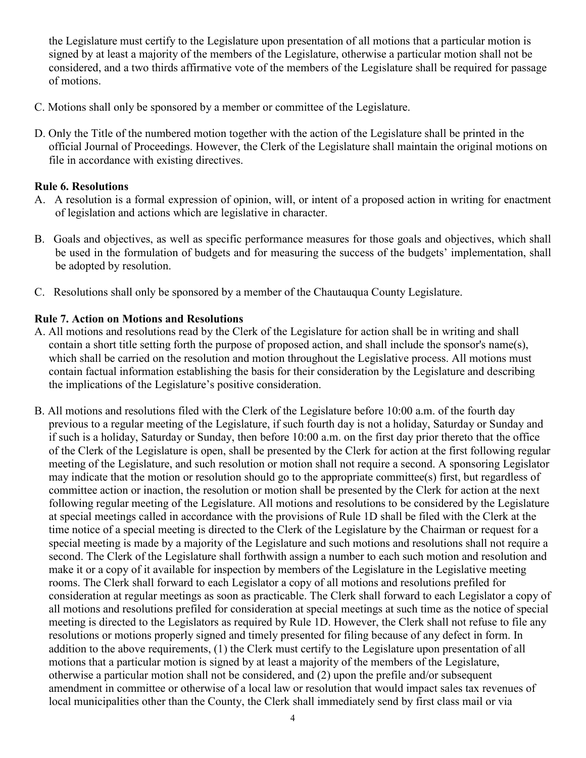the Legislature must certify to the Legislature upon presentation of all motions that a particular motion is signed by at least a majority of the members of the Legislature, otherwise a particular motion shall not be considered, and a two thirds affirmative vote of the members of the Legislature shall be required for passage of motions.

C. Motions shall only be sponsored by a member or committee of the Legislature.

D. Only the Title of the numbered motion together with the action of the Legislature shall be printed in the official Journal of Proceedings. However, the Clerk of the Legislature shall maintain the original motions on file in accordance with existing directives.

**Rule 6. Resolutions**

A. A resolution is a formal expression of opinion, will, or intent of a proposed action in writing for enactment of legislation and actions which are legislative in character.

B. Goals and objectives, as well as specific performance measures for those goals and objectives, which shall be used in the formulation of budgets and for measuring the success of the budgets' implementation, shall be adopted by resolution.

C. Resolutions shall only be sponsored by a member of the Chautauqua County Legislature.

**Rule 7. Action on Motions and Resolutions**

A. All motions and resolutions read by the Clerk of the Legislature for action shall be in writing and shall contain a short title setting forth the purpose of proposed action, and shall include the sponsor's name(s), which shall be carried on the resolution and motion throughout the Legislative process. All motions must contain factual information establishing the basis for their consideration by the Legislature and describing the implications of the Legislature's positive consideration.

B. All motions and resolutions filed with the Clerk of the Legislature before 10:00 a.m. of the fourth day previous to a regular meeting of the Legislature, if such fourth day is not a holiday, Saturday or Sunday and if such is a holiday, Saturday or Sunday, then before 10:00 a.m. on the first day prior thereto that the office of the Clerk of the Legislature is open, shall be presented by the Clerk for action at the first following regular meeting of the Legislature, and such resolution or motion shall not require a second. A sponsoring Legislator may indicate that the motion or resolution should go to the appropriate committee(s) first, but regardless of committee action or inaction, the resolution or motion shall be presented by the Clerk for action at the next following regular meeting of the Legislature. All motions and resolutions to be considered by the Legislature at special meetings called in accordance with the provisions of Rule 1D shall be filed with the Clerk at the time notice of a special meeting is directed to the Clerk of the Legislature by the Chairman or request for a special meeting is made by a majority of the Legislature and such motions and resolutions shall not require a second. The Clerk of the Legislature shall forthwith assign a number to each such motion and resolution and make it or a copy of it available for inspection by members of the Legislature in the Legislative meeting rooms. The Clerk shall forward to each Legislator a copy of all motions and resolutions prefiled for consideration at regular meetings as soon as practicable. The Clerk shall forward to each Legislator a copy of all motions and resolutions prefiled for consideration at special meetings at such time as the notice of special meeting is directed to the Legislators as required by Rule 1D. However, the Clerk shall not refuse to file any resolutions or motions properly signed and timely presented for filing because of any defect in form. In addition to the above requirements, (1) the Clerk must certify to the Legislature upon presentation of all motions that a particular motion is signed by at least a majority of the members of the Legislature, otherwise a particular motion shall not be considered, and (2) upon the prefile and/or subsequent amendment in committee or otherwise of a local law or resolution that would impact sales tax revenues of local municipalities other than the County, the Clerk shall immediately send by first class mail or via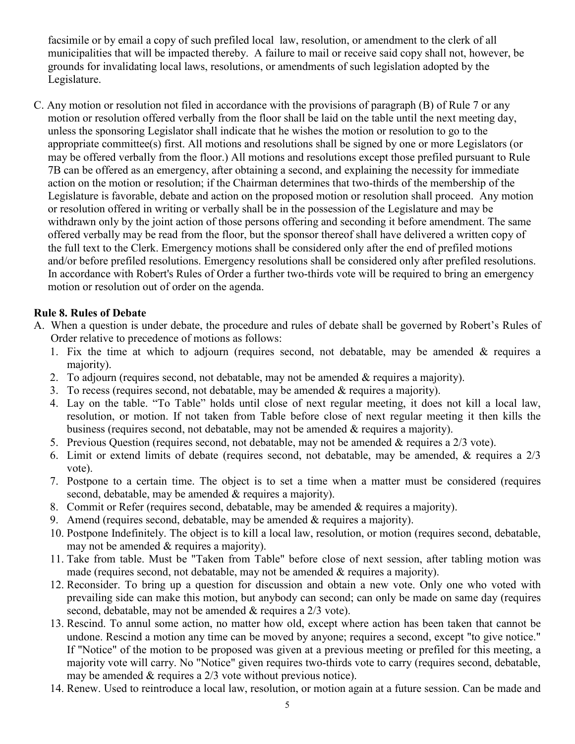facsimile or by email a copy of such prefiled local law, resolution, or amendment to the clerk of all municipalities that will be impacted thereby. A failure to mail or receive said copy shall not, however, be grounds for invalidating local laws, resolutions, or amendments of such legislation adopted by the Legislature.

C. Any motion or resolution not filed in accordance with the provisions of paragraph (B) of Rule 7 or any motion or resolution offered verbally from the floor shall be laid on the table until the next meeting day, unless the sponsoring Legislator shall indicate that he wishes the motion or resolution to go to the appropriate committee(s) first. All motions and resolutions shall be signed by one or more Legislators (or may be offered verbally from the floor.) All motions and resolutions except those prefiled pursuant to Rule 7B can be offered as an emergency, after obtaining a second, and explaining the necessity for immediate action on the motion or resolution; if the Chairman determines that two-thirds of the membership of the Legislature is favorable, debate and action on the proposed motion or resolution shall proceed. Any motion or resolution offered in writing or verbally shall be in the possession of the Legislature and may be withdrawn only by the joint action of those persons offering and seconding it before amendment. The same offered verbally may be read from the floor, but the sponsor thereof shall have delivered a written copy of the full text to the Clerk. Emergency motions shall be considered only after the end of prefiled motions and/or before prefiled resolutions. Emergency resolutions shall be considered only after prefiled resolutions. In accordance with Robert's Rules of Order a further two-thirds vote will be required to bring an emergency motion or resolution out of order on the agenda.

**Rule 8. Rules of Debate**

A. When a question is under debate, the procedure and rules of debate shall be governed by Robert's Rules of Order relative to precedence of motions as follows:
   1. Fix the time at which to adjourn (requires second, not debatable, may be amended & requires a majority).
   2. To adjourn (requires second, not debatable, may not be amended & requires a majority).
   3. To recess (requires second, not debatable, may be amended & requires a majority).
   4. Lay on the table. "To Table" holds until close of next regular meeting, it does not kill a local law, resolution, or motion. If not taken from Table before close of next regular meeting it then kills the business (requires second, not debatable, may not be amended & requires a majority).
   5. Previous Question (requires second, not debatable, may not be amended & requires a 2/3 vote).
   6. Limit or extend limits of debate (requires second, not debatable, may be amended, & requires a 2/3 vote).
   7. Postpone to a certain time. The object is to set a time when a matter must be considered (requires second, debatable, may be amended & requires a majority).
   8. Commit or Refer (requires second, debatable, may be amended & requires a majority).
   9. Amend (requires second, debatable, may be amended & requires a majority).
   10. Postpone Indefinitely. The object is to kill a local law, resolution, or motion (requires second, debatable, may not be amended & requires a majority).
   11. Take from table. Must be "Taken from Table" before close of next session, after tabling motion was made (requires second, not debatable, may not be amended & requires a majority).
   12. Reconsider. To bring up a question for discussion and obtain a new vote. Only one who voted with prevailing side can make this motion, but anybody can second; can only be made on same day (requires second, debatable, may not be amended & requires a 2/3 vote).
   13. Rescind. To annul some action, no matter how old, except where action has been taken that cannot be undone. Rescind a motion any time can be moved by anyone; requires a second, except "to give notice." If "Notice" of the motion to be proposed was given at a previous meeting or prefiled for this meeting, a majority vote will carry. No "Notice" given requires two-thirds vote to carry (requires second, debatable, may be amended & requires a 2/3 vote without previous notice).
   14. Renew. Used to reintroduce a local law, resolution, or motion again at a future session. Can be made and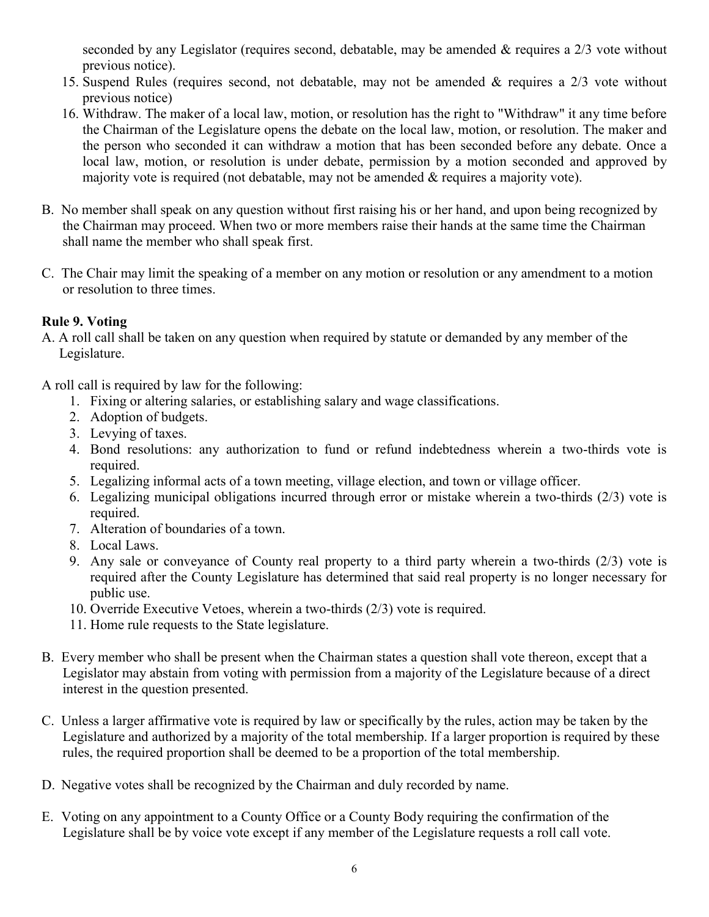seconded by any Legislator (requires second, debatable, may be amended & requires a 2/3 vote without previous notice).

15. Suspend Rules (requires second, not debatable, may not be amended & requires a 2/3 vote without previous notice)
16. Withdraw. The maker of a local law, motion, or resolution has the right to "Withdraw" it any time before the Chairman of the Legislature opens the debate on the local law, motion, or resolution. The maker and the person who seconded it can withdraw a motion that has been seconded before any debate. Once a local law, motion, or resolution is under debate, permission by a motion seconded and approved by majority vote is required (not debatable, may not be amended & requires a majority vote).

B. No member shall speak on any question without first raising his or her hand, and upon being recognized by the Chairman may proceed. When two or more members raise their hands at the same time the Chairman shall name the member who shall speak first.

C. The Chair may limit the speaking of a member on any motion or resolution or any amendment to a motion or resolution to three times.

**Rule 9. Voting**

A. A roll call shall be taken on any question when required by statute or demanded by any member of the Legislature.

A roll call is required by law for the following:

1. Fixing or altering salaries, or establishing salary and wage classifications.
2. Adoption of budgets.
3. Levying of taxes.
4. Bond resolutions: any authorization to fund or refund indebtedness wherein a two-thirds vote is required.
5. Legalizing informal acts of a town meeting, village election, and town or village officer.
6. Legalizing municipal obligations incurred through error or mistake wherein a two-thirds (2/3) vote is required.
7. Alteration of boundaries of a town.
8. Local Laws.
9. Any sale or conveyance of County real property to a third party wherein a two-thirds (2/3) vote is required after the County Legislature has determined that said real property is no longer necessary for public use.
10. Override Executive Vetoes, wherein a two-thirds (2/3) vote is required.
11. Home rule requests to the State legislature.

B. Every member who shall be present when the Chairman states a question shall vote thereon, except that a Legislator may abstain from voting with permission from a majority of the Legislature because of a direct interest in the question presented.

C. Unless a larger affirmative vote is required by law or specifically by the rules, action may be taken by the Legislature and authorized by a majority of the total membership. If a larger proportion is required by these rules, the required proportion shall be deemed to be a proportion of the total membership.

D. Negative votes shall be recognized by the Chairman and duly recorded by name.

E. Voting on any appointment to a County Office or a County Body requiring the confirmation of the Legislature shall be by voice vote except if any member of the Legislature requests a roll call vote.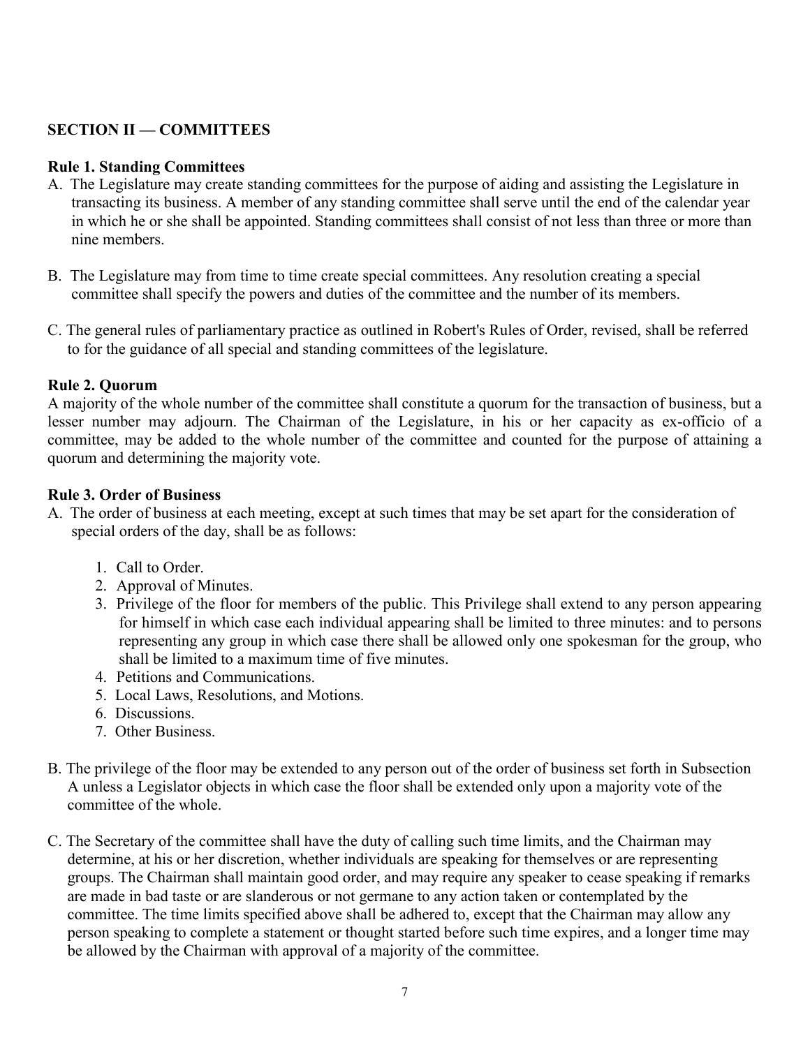## SECTION II — COMMITTEES

### Rule 1. Standing Committees

A. The Legislature may create standing committees for the purpose of aiding and assisting the Legislature in transacting its business. A member of any standing committee shall serve until the end of the calendar year in which he or she shall be appointed. Standing committees shall consist of not less than three or more than nine members.

B. The Legislature may from time to time create special committees. Any resolution creating a special committee shall specify the powers and duties of the committee and the number of its members.

C. The general rules of parliamentary practice as outlined in Robert's Rules of Order, revised, shall be referred to for the guidance of all special and standing committees of the legislature.

### Rule 2. Quorum

A majority of the whole number of the committee shall constitute a quorum for the transaction of business, but a lesser number may adjourn. The Chairman of the Legislature, in his or her capacity as ex-officio of a committee, may be added to the whole number of the committee and counted for the purpose of attaining a quorum and determining the majority vote.

### Rule 3. Order of Business

A. The order of business at each meeting, except at such times that may be set apart for the consideration of special orders of the day, shall be as follows:

1. Call to Order.
2. Approval of Minutes.
3. Privilege of the floor for members of the public. This Privilege shall extend to any person appearing for himself in which case each individual appearing shall be limited to three minutes: and to persons representing any group in which case there shall be allowed only one spokesman for the group, who shall be limited to a maximum time of five minutes.
4. Petitions and Communications.
5. Local Laws, Resolutions, and Motions.
6. Discussions.
7. Other Business.

B. The privilege of the floor may be extended to any person out of the order of business set forth in Subsection A unless a Legislator objects in which case the floor shall be extended only upon a majority vote of the committee of the whole.

C. The Secretary of the committee shall have the duty of calling such time limits, and the Chairman may determine, at his or her discretion, whether individuals are speaking for themselves or are representing groups. The Chairman shall maintain good order, and may require any speaker to cease speaking if remarks are made in bad taste or are slanderous or not germane to any action taken or contemplated by the committee. The time limits specified above shall be adhered to, except that the Chairman may allow any person speaking to complete a statement or thought started before such time expires, and a longer time may be allowed by the Chairman with approval of a majority of the committee.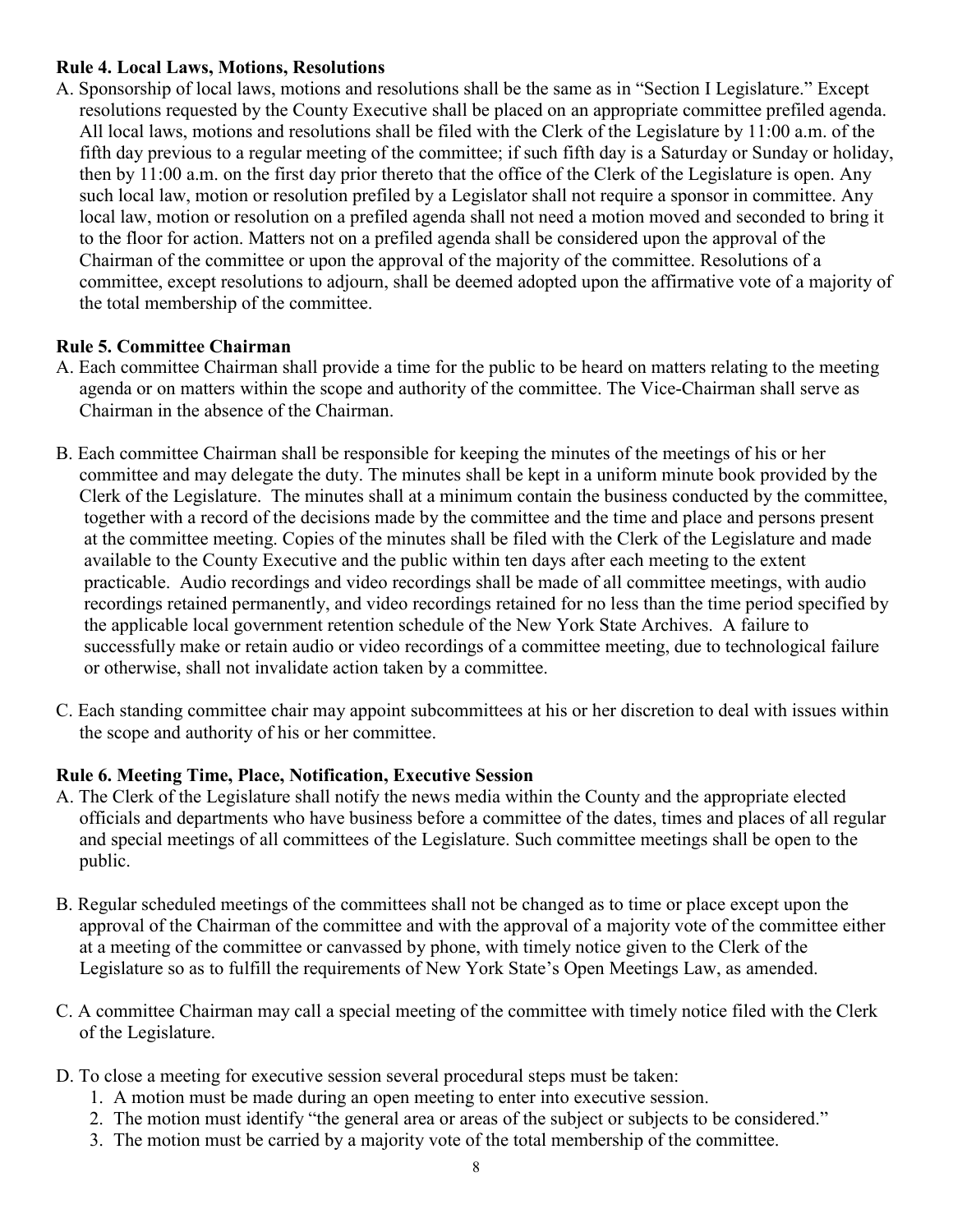**Rule 4. Local Laws, Motions, Resolutions**

A. Sponsorship of local laws, motions and resolutions shall be the same as in "Section I Legislature." Except resolutions requested by the County Executive shall be placed on an appropriate committee prefiled agenda. All local laws, motions and resolutions shall be filed with the Clerk of the Legislature by 11:00 a.m. of the fifth day previous to a regular meeting of the committee; if such fifth day is a Saturday or Sunday or holiday, then by 11:00 a.m. on the first day prior thereto that the office of the Clerk of the Legislature is open. Any such local law, motion or resolution prefiled by a Legislator shall not require a sponsor in committee. Any local law, motion or resolution on a prefiled agenda shall not need a motion moved and seconded to bring it to the floor for action. Matters not on a prefiled agenda shall be considered upon the approval of the Chairman of the committee or upon the approval of the majority of the committee. Resolutions of a committee, except resolutions to adjourn, shall be deemed adopted upon the affirmative vote of a majority of the total membership of the committee.

**Rule 5. Committee Chairman**

A. Each committee Chairman shall provide a time for the public to be heard on matters relating to the meeting agenda or on matters within the scope and authority of the committee. The Vice-Chairman shall serve as Chairman in the absence of the Chairman.

B. Each committee Chairman shall be responsible for keeping the minutes of the meetings of his or her committee and may delegate the duty. The minutes shall be kept in a uniform minute book provided by the Clerk of the Legislature. The minutes shall at a minimum contain the business conducted by the committee, together with a record of the decisions made by the committee and the time and place and persons present at the committee meeting. Copies of the minutes shall be filed with the Clerk of the Legislature and made available to the County Executive and the public within ten days after each meeting to the extent practicable. Audio recordings and video recordings shall be made of all committee meetings, with audio recordings retained permanently, and video recordings retained for no less than the time period specified by the applicable local government retention schedule of the New York State Archives. A failure to successfully make or retain audio or video recordings of a committee meeting, due to technological failure or otherwise, shall not invalidate action taken by a committee.

C. Each standing committee chair may appoint subcommittees at his or her discretion to deal with issues within the scope and authority of his or her committee.

**Rule 6. Meeting Time, Place, Notification, Executive Session**

A. The Clerk of the Legislature shall notify the news media within the County and the appropriate elected officials and departments who have business before a committee of the dates, times and places of all regular and special meetings of all committees of the Legislature. Such committee meetings shall be open to the public.

B. Regular scheduled meetings of the committees shall not be changed as to time or place except upon the approval of the Chairman of the committee and with the approval of a majority vote of the committee either at a meeting of the committee or canvassed by phone, with timely notice given to the Clerk of the Legislature so as to fulfill the requirements of New York State's Open Meetings Law, as amended.

C. A committee Chairman may call a special meeting of the committee with timely notice filed with the Clerk of the Legislature.

D. To close a meeting for executive session several procedural steps must be taken:

1. A motion must be made during an open meeting to enter into executive session.
2. The motion must identify "the general area or areas of the subject or subjects to be considered."
3. The motion must be carried by a majority vote of the total membership of the committee.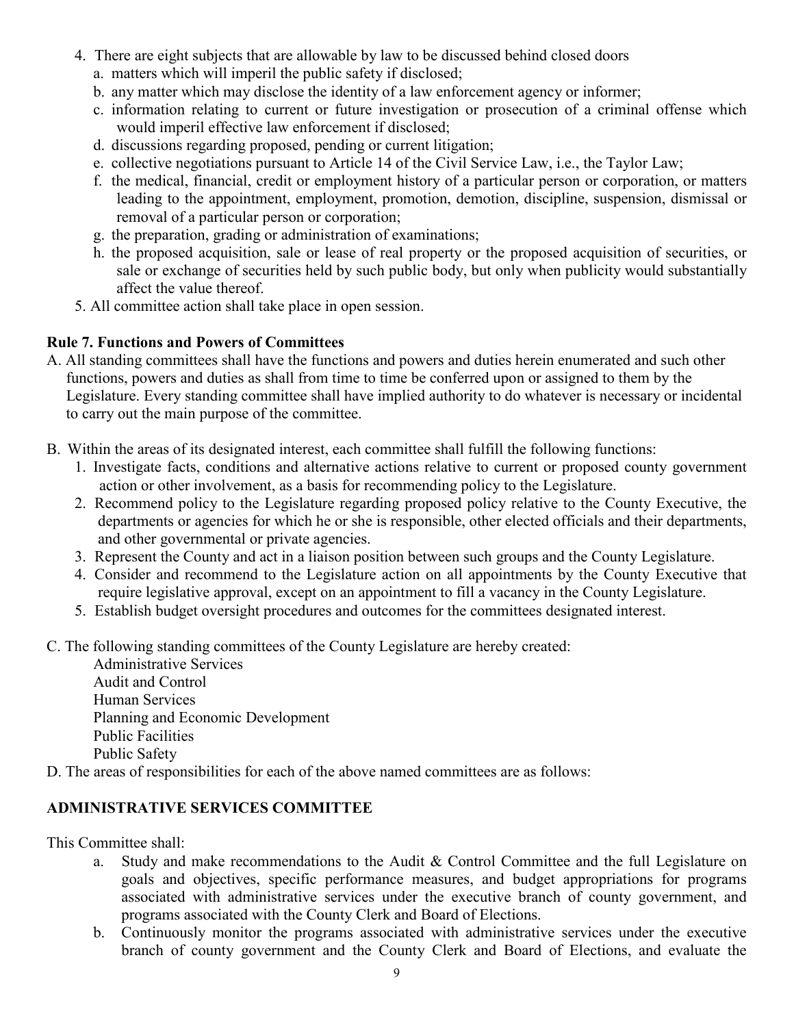4. There are eight subjects that are allowable by law to be discussed behind closed doors
   a. matters which will imperil the public safety if disclosed;
   b. any matter which may disclose the identity of a law enforcement agency or informer;
   c. information relating to current or future investigation or prosecution of a criminal offense which would imperil effective law enforcement if disclosed;
   d. discussions regarding proposed, pending or current litigation;
   e. collective negotiations pursuant to Article 14 of the Civil Service Law, i.e., the Taylor Law;
   f. the medical, financial, credit or employment history of a particular person or corporation, or matters leading to the appointment, employment, promotion, demotion, discipline, suspension, dismissal or removal of a particular person or corporation;
   g. the preparation, grading or administration of examinations;
   h. the proposed acquisition, sale or lease of real property or the proposed acquisition of securities, or sale or exchange of securities held by such public body, but only when publicity would substantially affect the value thereof.
5. All committee action shall take place in open session.

**Rule 7. Functions and Powers of Committees**

A. All standing committees shall have the functions and powers and duties herein enumerated and such other functions, powers and duties as shall from time to time be conferred upon or assigned to them by the Legislature. Every standing committee shall have implied authority to do whatever is necessary or incidental to carry out the main purpose of the committee.

B. Within the areas of its designated interest, each committee shall fulfill the following functions:
   1. Investigate facts, conditions and alternative actions relative to current or proposed county government action or other involvement, as a basis for recommending policy to the Legislature.
   2. Recommend policy to the Legislature regarding proposed policy relative to the County Executive, the departments or agencies for which he or she is responsible, other elected officials and their departments, and other governmental or private agencies.
   3. Represent the County and act in a liaison position between such groups and the County Legislature.
   4. Consider and recommend to the Legislature action on all appointments by the County Executive that require legislative approval, except on an appointment to fill a vacancy in the County Legislature.
   5. Establish budget oversight procedures and outcomes for the committees designated interest.

C. The following standing committees of the County Legislature are hereby created:
   Administrative Services
   Audit and Control
   Human Services
   Planning and Economic Development
   Public Facilities
   Public Safety

D. The areas of responsibilities for each of the above named committees are as follows:

**ADMINISTRATIVE SERVICES COMMITTEE**

This Committee shall:

a. Study and make recommendations to the Audit & Control Committee and the full Legislature on goals and objectives, specific performance measures, and budget appropriations for programs associated with administrative services under the executive branch of county government, and programs associated with the County Clerk and Board of Elections.
b. Continuously monitor the programs associated with administrative services under the executive branch of county government and the County Clerk and Board of Elections, and evaluate the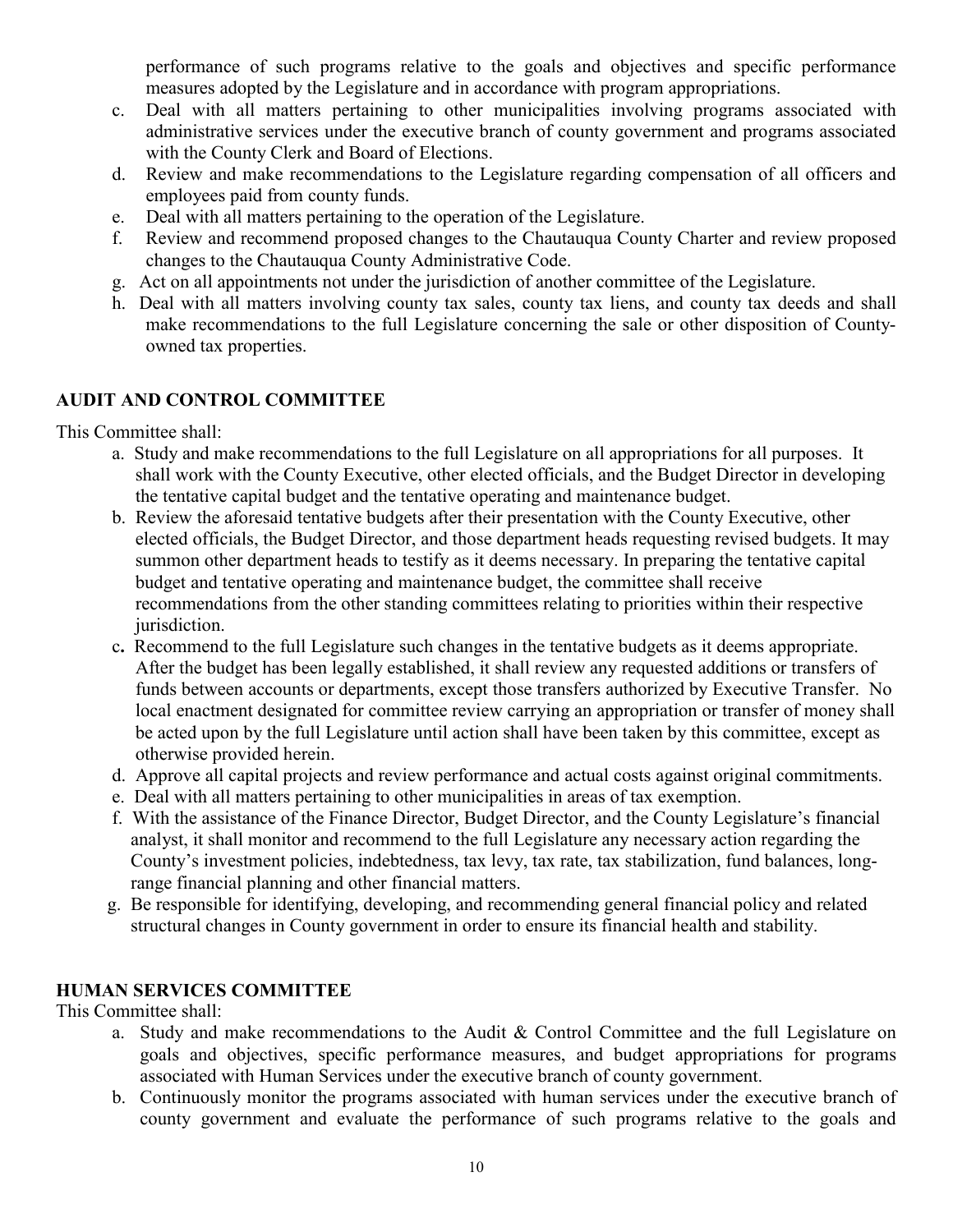performance of such programs relative to the goals and objectives and specific performance measures adopted by the Legislature and in accordance with program appropriations.

c. Deal with all matters pertaining to other municipalities involving programs associated with administrative services under the executive branch of county government and programs associated with the County Clerk and Board of Elections.
d. Review and make recommendations to the Legislature regarding compensation of all officers and employees paid from county funds.
e. Deal with all matters pertaining to the operation of the Legislature.
f. Review and recommend proposed changes to the Chautauqua County Charter and review proposed changes to the Chautauqua County Administrative Code.
g. Act on all appointments not under the jurisdiction of another committee of the Legislature.
h. Deal with all matters involving county tax sales, county tax liens, and county tax deeds and shall make recommendations to the full Legislature concerning the sale or other disposition of County-owned tax properties.

**AUDIT AND CONTROL COMMITTEE**

This Committee shall:

a. Study and make recommendations to the full Legislature on all appropriations for all purposes. It shall work with the County Executive, other elected officials, and the Budget Director in developing the tentative capital budget and the tentative operating and maintenance budget.
b. Review the aforesaid tentative budgets after their presentation with the County Executive, other elected officials, the Budget Director, and those department heads requesting revised budgets. It may summon other department heads to testify as it deems necessary. In preparing the tentative capital budget and tentative operating and maintenance budget, the committee shall receive recommendations from the other standing committees relating to priorities within their respective jurisdiction.
c. Recommend to the full Legislature such changes in the tentative budgets as it deems appropriate. After the budget has been legally established, it shall review any requested additions or transfers of funds between accounts or departments, except those transfers authorized by Executive Transfer. No local enactment designated for committee review carrying an appropriation or transfer of money shall be acted upon by the full Legislature until action shall have been taken by this committee, except as otherwise provided herein.
d. Approve all capital projects and review performance and actual costs against original commitments.
e. Deal with all matters pertaining to other municipalities in areas of tax exemption.
f. With the assistance of the Finance Director, Budget Director, and the County Legislature's financial analyst, it shall monitor and recommend to the full Legislature any necessary action regarding the County's investment policies, indebtedness, tax levy, tax rate, tax stabilization, fund balances, long-range financial planning and other financial matters.
g. Be responsible for identifying, developing, and recommending general financial policy and related structural changes in County government in order to ensure its financial health and stability.

**HUMAN SERVICES COMMITTEE**

This Committee shall:

a. Study and make recommendations to the Audit & Control Committee and the full Legislature on goals and objectives, specific performance measures, and budget appropriations for programs associated with Human Services under the executive branch of county government.
b. Continuously monitor the programs associated with human services under the executive branch of county government and evaluate the performance of such programs relative to the goals and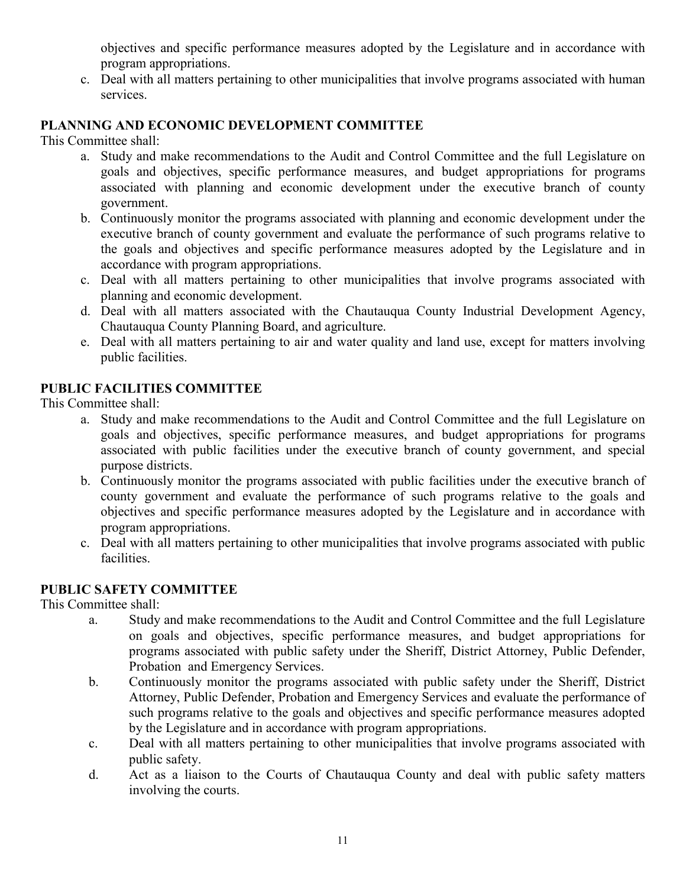objectives and specific performance measures adopted by the Legislature and in accordance with program appropriations.

c. Deal with all matters pertaining to other municipalities that involve programs associated with human services.

**PLANNING AND ECONOMIC DEVELOPMENT COMMITTEE**

This Committee shall:

a. Study and make recommendations to the Audit and Control Committee and the full Legislature on goals and objectives, specific performance measures, and budget appropriations for programs associated with planning and economic development under the executive branch of county government.
b. Continuously monitor the programs associated with planning and economic development under the executive branch of county government and evaluate the performance of such programs relative to the goals and objectives and specific performance measures adopted by the Legislature and in accordance with program appropriations.
c. Deal with all matters pertaining to other municipalities that involve programs associated with planning and economic development.
d. Deal with all matters associated with the Chautauqua County Industrial Development Agency, Chautauqua County Planning Board, and agriculture.
e. Deal with all matters pertaining to air and water quality and land use, except for matters involving public facilities.

**PUBLIC FACILITIES COMMITTEE**

This Committee shall:

a. Study and make recommendations to the Audit and Control Committee and the full Legislature on goals and objectives, specific performance measures, and budget appropriations for programs associated with public facilities under the executive branch of county government, and special purpose districts.
b. Continuously monitor the programs associated with public facilities under the executive branch of county government and evaluate the performance of such programs relative to the goals and objectives and specific performance measures adopted by the Legislature and in accordance with program appropriations.
c. Deal with all matters pertaining to other municipalities that involve programs associated with public facilities.

**PUBLIC SAFETY COMMITTEE**

This Committee shall:

a. Study and make recommendations to the Audit and Control Committee and the full Legislature on goals and objectives, specific performance measures, and budget appropriations for programs associated with public safety under the Sheriff, District Attorney, Public Defender, Probation and Emergency Services.
b. Continuously monitor the programs associated with public safety under the Sheriff, District Attorney, Public Defender, Probation and Emergency Services and evaluate the performance of such programs relative to the goals and objectives and specific performance measures adopted by the Legislature and in accordance with program appropriations.
c. Deal with all matters pertaining to other municipalities that involve programs associated with public safety.
d. Act as a liaison to the Courts of Chautauqua County and deal with public safety matters involving the courts.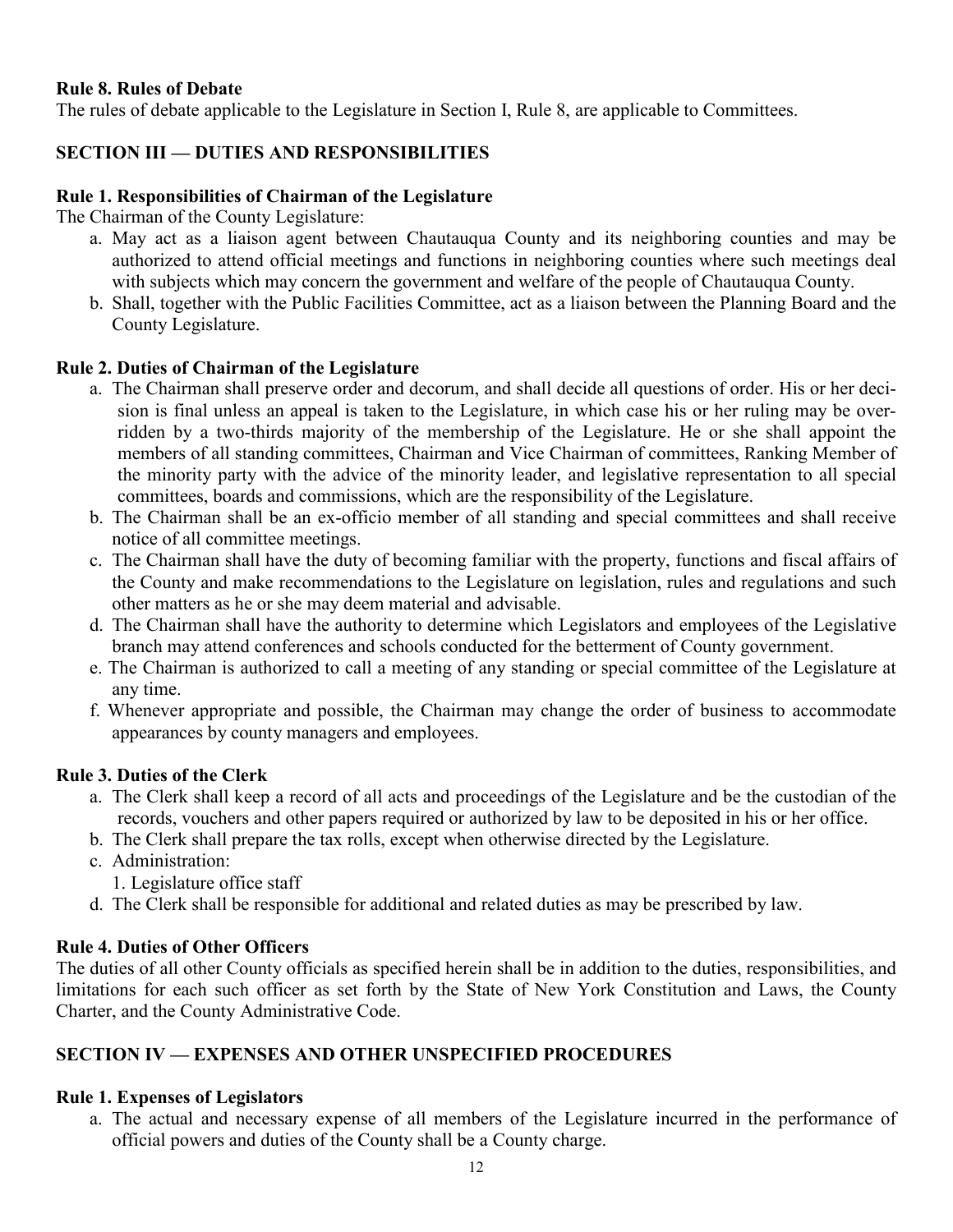**Rule 8. Rules of Debate**

The rules of debate applicable to the Legislature in Section I, Rule 8, are applicable to Committees.

## SECTION III — DUTIES AND RESPONSIBILITIES

**Rule 1. Responsibilities of Chairman of the Legislature**

The Chairman of the County Legislature:

a. May act as a liaison agent between Chautauqua County and its neighboring counties and may be authorized to attend official meetings and functions in neighboring counties where such meetings deal with subjects which may concern the government and welfare of the people of Chautauqua County.
b. Shall, together with the Public Facilities Committee, act as a liaison between the Planning Board and the County Legislature.

**Rule 2. Duties of Chairman of the Legislature**

a. The Chairman shall preserve order and decorum, and shall decide all questions of order. His or her decision is final unless an appeal is taken to the Legislature, in which case his or her ruling may be overridden by a two-thirds majority of the membership of the Legislature. He or she shall appoint the members of all standing committees, Chairman and Vice Chairman of committees, Ranking Member of the minority party with the advice of the minority leader, and legislative representation to all special committees, boards and commissions, which are the responsibility of the Legislature.
b. The Chairman shall be an ex-officio member of all standing and special committees and shall receive notice of all committee meetings.
c. The Chairman shall have the duty of becoming familiar with the property, functions and fiscal affairs of the County and make recommendations to the Legislature on legislation, rules and regulations and such other matters as he or she may deem material and advisable.
d. The Chairman shall have the authority to determine which Legislators and employees of the Legislative branch may attend conferences and schools conducted for the betterment of County government.
e. The Chairman is authorized to call a meeting of any standing or special committee of the Legislature at any time.
f. Whenever appropriate and possible, the Chairman may change the order of business to accommodate appearances by county managers and employees.

**Rule 3. Duties of the Clerk**

a. The Clerk shall keep a record of all acts and proceedings of the Legislature and be the custodian of the records, vouchers and other papers required or authorized by law to be deposited in his or her office.
b. The Clerk shall prepare the tax rolls, except when otherwise directed by the Legislature.
c. Administration:
   1. Legislature office staff
d. The Clerk shall be responsible for additional and related duties as may be prescribed by law.

**Rule 4. Duties of Other Officers**

The duties of all other County officials as specified herein shall be in addition to the duties, responsibilities, and limitations for each such officer as set forth by the State of New York Constitution and Laws, the County Charter, and the County Administrative Code.

## SECTION IV — EXPENSES AND OTHER UNSPECIFIED PROCEDURES

**Rule 1. Expenses of Legislators**

a. The actual and necessary expense of all members of the Legislature incurred in the performance of official powers and duties of the County shall be a County charge.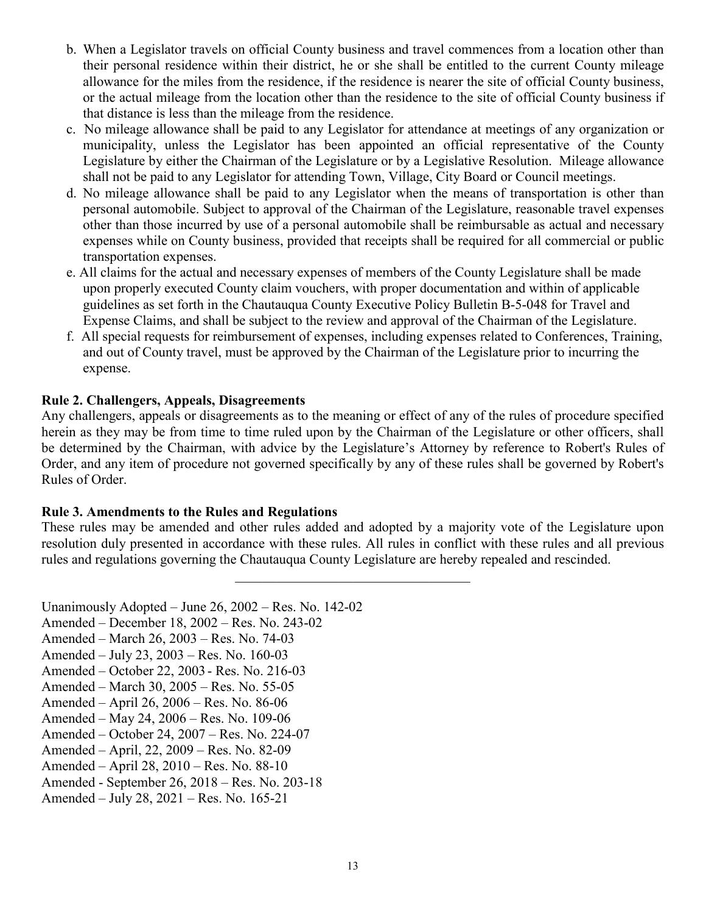b. When a Legislator travels on official County business and travel commences from a location other than their personal residence within their district, he or she shall be entitled to the current County mileage allowance for the miles from the residence, if the residence is nearer the site of official County business, or the actual mileage from the location other than the residence to the site of official County business if that distance is less than the mileage from the residence.

c. No mileage allowance shall be paid to any Legislator for attendance at meetings of any organization or municipality, unless the Legislator has been appointed an official representative of the County Legislature by either the Chairman of the Legislature or by a Legislative Resolution. Mileage allowance shall not be paid to any Legislator for attending Town, Village, City Board or Council meetings.

d. No mileage allowance shall be paid to any Legislator when the means of transportation is other than personal automobile. Subject to approval of the Chairman of the Legislature, reasonable travel expenses other than those incurred by use of a personal automobile shall be reimbursable as actual and necessary expenses while on County business, provided that receipts shall be required for all commercial or public transportation expenses.

e. All claims for the actual and necessary expenses of members of the County Legislature shall be made upon properly executed County claim vouchers, with proper documentation and within of applicable guidelines as set forth in the Chautauqua County Executive Policy Bulletin B-5-048 for Travel and Expense Claims, and shall be subject to the review and approval of the Chairman of the Legislature.

f. All special requests for reimbursement of expenses, including expenses related to Conferences, Training, and out of County travel, must be approved by the Chairman of the Legislature prior to incurring the expense.

**Rule 2. Challengers, Appeals, Disagreements**

Any challengers, appeals or disagreements as to the meaning or effect of any of the rules of procedure specified herein as they may be from time to time ruled upon by the Chairman of the Legislature or other officers, shall be determined by the Chairman, with advice by the Legislature's Attorney by reference to Robert's Rules of Order, and any item of procedure not governed specifically by any of these rules shall be governed by Robert's Rules of Order.

**Rule 3. Amendments to the Rules and Regulations**

These rules may be amended and other rules added and adopted by a majority vote of the Legislature upon resolution duly presented in accordance with these rules. All rules in conflict with these rules and all previous rules and regulations governing the Chautauqua County Legislature are hereby repealed and rescinded.

---

Unanimously Adopted – June 26, 2002 – Res. No. 142-02
Amended – December 18, 2002 – Res. No. 243-02
Amended – March 26, 2003 – Res. No. 74-03
Amended – July 23, 2003 – Res. No. 160-03
Amended – October 22, 2003 - Res. No. 216-03
Amended – March 30, 2005 – Res. No. 55-05
Amended – April 26, 2006 – Res. No. 86-06
Amended – May 24, 2006 – Res. No. 109-06
Amended – October 24, 2007 – Res. No. 224-07
Amended – April, 22, 2009 – Res. No. 82-09
Amended – April 28, 2010 – Res. No. 88-10
Amended - September 26, 2018 – Res. No. 203-18
Amended – July 28, 2021 – Res. No. 165-21